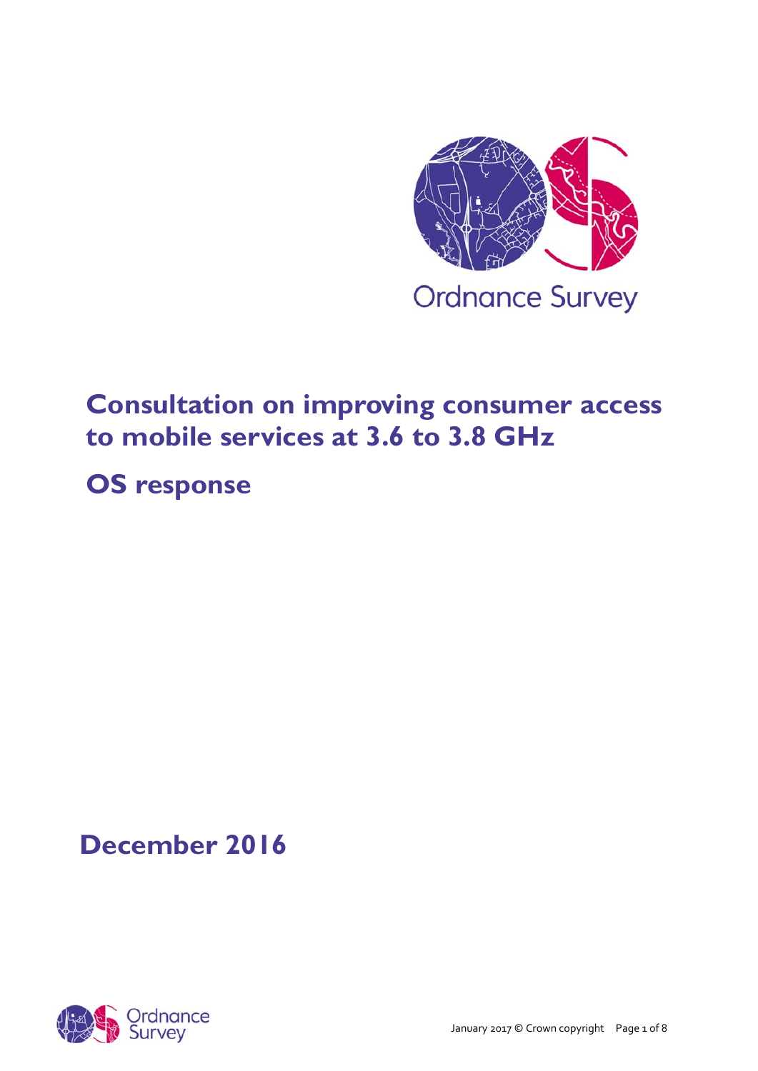Ordnance Survey

# Consultation on improving consumer access to mobile services at 3.6 to 3.8 GHz

## OS response

## December 2016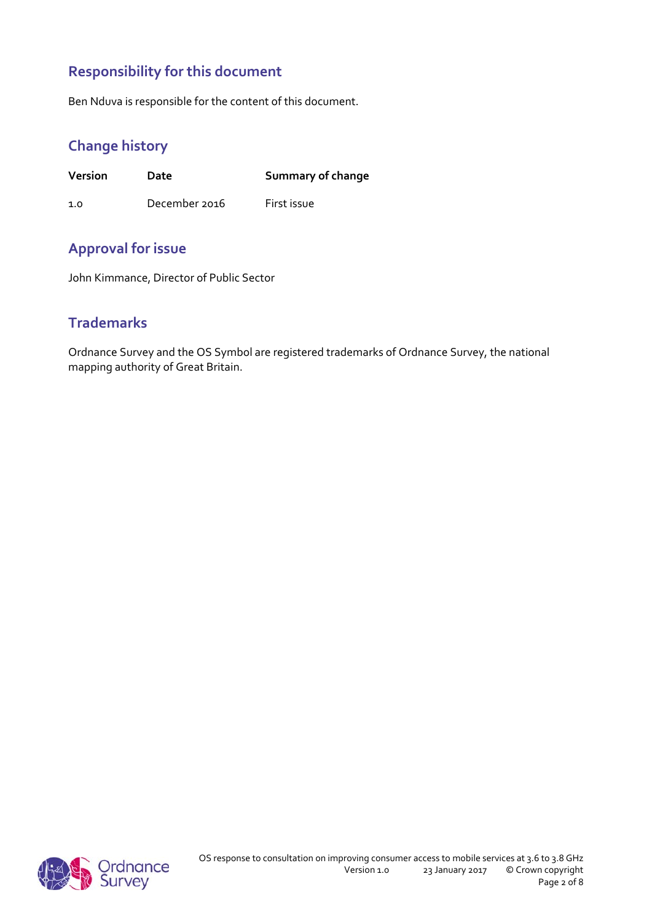## Responsibility for this document

Ben Nduva is responsible for the content of this document.

## Change history

| Version | Date | Summary of change |
|---|---|---|
| 1.0 | December 2016 | First issue |

## Approval for issue

John Kimmance, Director of Public Sector

## Trademarks

Ordnance Survey and the OS Symbol are registered trademarks of Ordnance Survey, the national mapping authority of Great Britain.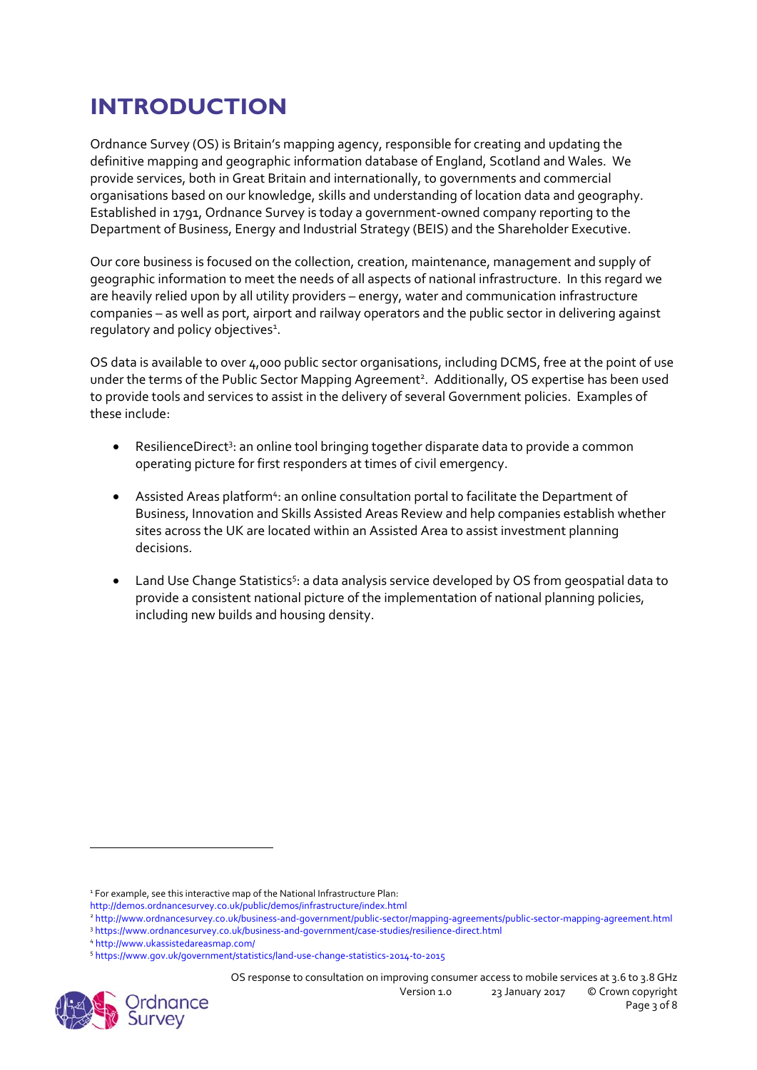# INTRODUCTION

Ordnance Survey (OS) is Britain's mapping agency, responsible for creating and updating the definitive mapping and geographic information database of England, Scotland and Wales. We provide services, both in Great Britain and internationally, to governments and commercial organisations based on our knowledge, skills and understanding of location data and geography. Established in 1791, Ordnance Survey is today a government-owned company reporting to the Department of Business, Energy and Industrial Strategy (BEIS) and the Shareholder Executive.

Our core business is focused on the collection, creation, maintenance, management and supply of geographic information to meet the needs of all aspects of national infrastructure. In this regard we are heavily relied upon by all utility providers – energy, water and communication infrastructure companies – as well as port, airport and railway operators and the public sector in delivering against regulatory and policy objectives[1].

OS data is available to over 4,000 public sector organisations, including DCMS, free at the point of use under the terms of the Public Sector Mapping Agreement[2]. Additionally, OS expertise has been used to provide tools and services to assist in the delivery of several Government policies. Examples of these include:

- ResilienceDirect[3]: an online tool bringing together disparate data to provide a common operating picture for first responders at times of civil emergency.
- Assisted Areas platform[4]: an online consultation portal to facilitate the Department of Business, Innovation and Skills Assisted Areas Review and help companies establish whether sites across the UK are located within an Assisted Area to assist investment planning decisions.
- Land Use Change Statistics[5]: a data analysis service developed by OS from geospatial data to provide a consistent national picture of the implementation of national planning policies, including new builds and housing density.

---

[1] For example, see this interactive map of the National Infrastructure Plan: http://demos.ordnancesurvey.co.uk/public/demos/infrastructure/index.html

[2] http://www.ordnancesurvey.co.uk/business-and-government/public-sector/mapping-agreements/public-sector-mapping-agreement.html

[3] https://www.ordnancesurvey.co.uk/business-and-government/case-studies/resilience-direct.html

[4] http://www.ukassistedareasmap.com/

[5] https://www.gov.uk/government/statistics/land-use-change-statistics-2014-to-2015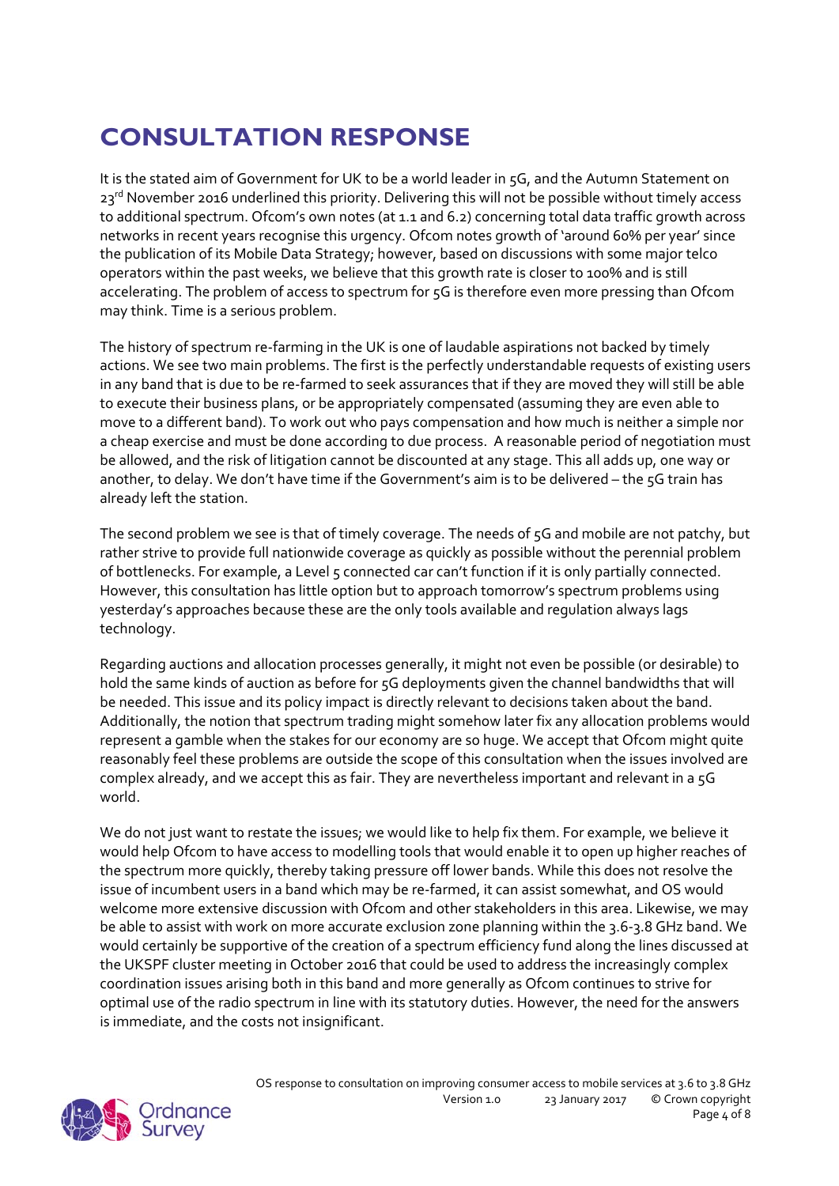# CONSULTATION RESPONSE

It is the stated aim of Government for UK to be a world leader in 5G, and the Autumn Statement on 23rd November 2016 underlined this priority. Delivering this will not be possible without timely access to additional spectrum. Ofcom's own notes (at 1.1 and 6.2) concerning total data traffic growth across networks in recent years recognise this urgency. Ofcom notes growth of 'around 60% per year' since the publication of its Mobile Data Strategy; however, based on discussions with some major telco operators within the past weeks, we believe that this growth rate is closer to 100% and is still accelerating. The problem of access to spectrum for 5G is therefore even more pressing than Ofcom may think. Time is a serious problem.

The history of spectrum re-farming in the UK is one of laudable aspirations not backed by timely actions. We see two main problems. The first is the perfectly understandable requests of existing users in any band that is due to be re-farmed to seek assurances that if they are moved they will still be able to execute their business plans, or be appropriately compensated (assuming they are even able to move to a different band). To work out who pays compensation and how much is neither a simple nor a cheap exercise and must be done according to due process. A reasonable period of negotiation must be allowed, and the risk of litigation cannot be discounted at any stage. This all adds up, one way or another, to delay. We don't have time if the Government's aim is to be delivered – the 5G train has already left the station.

The second problem we see is that of timely coverage. The needs of 5G and mobile are not patchy, but rather strive to provide full nationwide coverage as quickly as possible without the perennial problem of bottlenecks. For example, a Level 5 connected car can't function if it is only partially connected. However, this consultation has little option but to approach tomorrow's spectrum problems using yesterday's approaches because these are the only tools available and regulation always lags technology.

Regarding auctions and allocation processes generally, it might not even be possible (or desirable) to hold the same kinds of auction as before for 5G deployments given the channel bandwidths that will be needed. This issue and its policy impact is directly relevant to decisions taken about the band. Additionally, the notion that spectrum trading might somehow later fix any allocation problems would represent a gamble when the stakes for our economy are so huge. We accept that Ofcom might quite reasonably feel these problems are outside the scope of this consultation when the issues involved are complex already, and we accept this as fair. They are nevertheless important and relevant in a 5G world.

We do not just want to restate the issues; we would like to help fix them. For example, we believe it would help Ofcom to have access to modelling tools that would enable it to open up higher reaches of the spectrum more quickly, thereby taking pressure off lower bands. While this does not resolve the issue of incumbent users in a band which may be re-farmed, it can assist somewhat, and OS would welcome more extensive discussion with Ofcom and other stakeholders in this area. Likewise, we may be able to assist with work on more accurate exclusion zone planning within the 3.6-3.8 GHz band. We would certainly be supportive of the creation of a spectrum efficiency fund along the lines discussed at the UKSPF cluster meeting in October 2016 that could be used to address the increasingly complex coordination issues arising both in this band and more generally as Ofcom continues to strive for optimal use of the radio spectrum in line with its statutory duties. However, the need for the answers is immediate, and the costs not insignificant.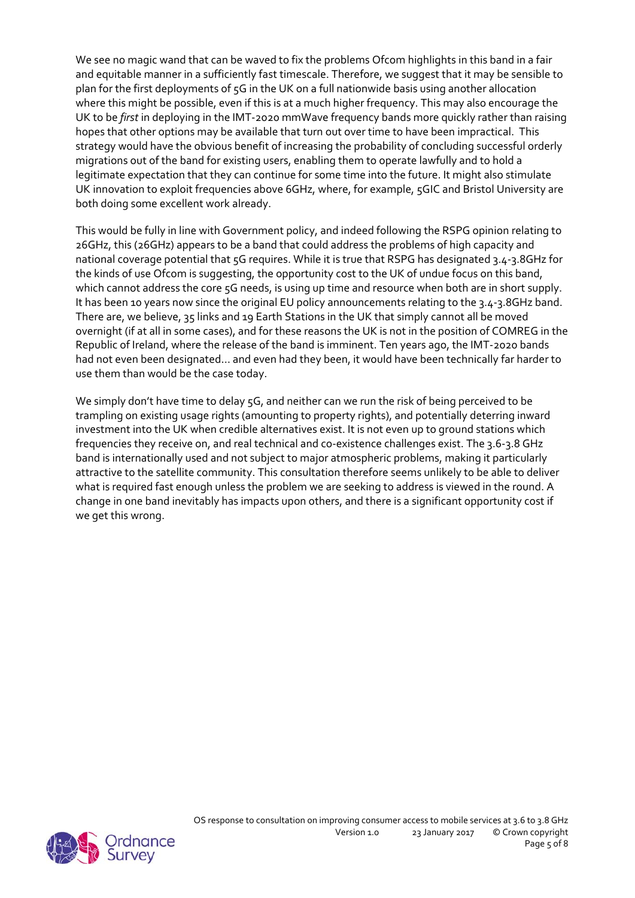We see no magic wand that can be waved to fix the problems Ofcom highlights in this band in a fair and equitable manner in a sufficiently fast timescale. Therefore, we suggest that it may be sensible to plan for the first deployments of 5G in the UK on a full nationwide basis using another allocation where this might be possible, even if this is at a much higher frequency. This may also encourage the UK to be *first* in deploying in the IMT-2020 mmWave frequency bands more quickly rather than raising hopes that other options may be available that turn out over time to have been impractical. This strategy would have the obvious benefit of increasing the probability of concluding successful orderly migrations out of the band for existing users, enabling them to operate lawfully and to hold a legitimate expectation that they can continue for some time into the future. It might also stimulate UK innovation to exploit frequencies above 6GHz, where, for example, 5GIC and Bristol University are both doing some excellent work already.

This would be fully in line with Government policy, and indeed following the RSPG opinion relating to 26GHz, this (26GHz) appears to be a band that could address the problems of high capacity and national coverage potential that 5G requires. While it is true that RSPG has designated 3.4-3.8GHz for the kinds of use Ofcom is suggesting, the opportunity cost to the UK of undue focus on this band, which cannot address the core 5G needs, is using up time and resource when both are in short supply. It has been 10 years now since the original EU policy announcements relating to the 3.4-3.8GHz band. There are, we believe, 35 links and 19 Earth Stations in the UK that simply cannot all be moved overnight (if at all in some cases), and for these reasons the UK is not in the position of COMREG in the Republic of Ireland, where the release of the band is imminent. Ten years ago, the IMT-2020 bands had not even been designated… and even had they been, it would have been technically far harder to use them than would be the case today.

We simply don't have time to delay 5G, and neither can we run the risk of being perceived to be trampling on existing usage rights (amounting to property rights), and potentially deterring inward investment into the UK when credible alternatives exist. It is not even up to ground stations which frequencies they receive on, and real technical and co-existence challenges exist. The 3.6-3.8 GHz band is internationally used and not subject to major atmospheric problems, making it particularly attractive to the satellite community. This consultation therefore seems unlikely to be able to deliver what is required fast enough unless the problem we are seeking to address is viewed in the round. A change in one band inevitably has impacts upon others, and there is a significant opportunity cost if we get this wrong.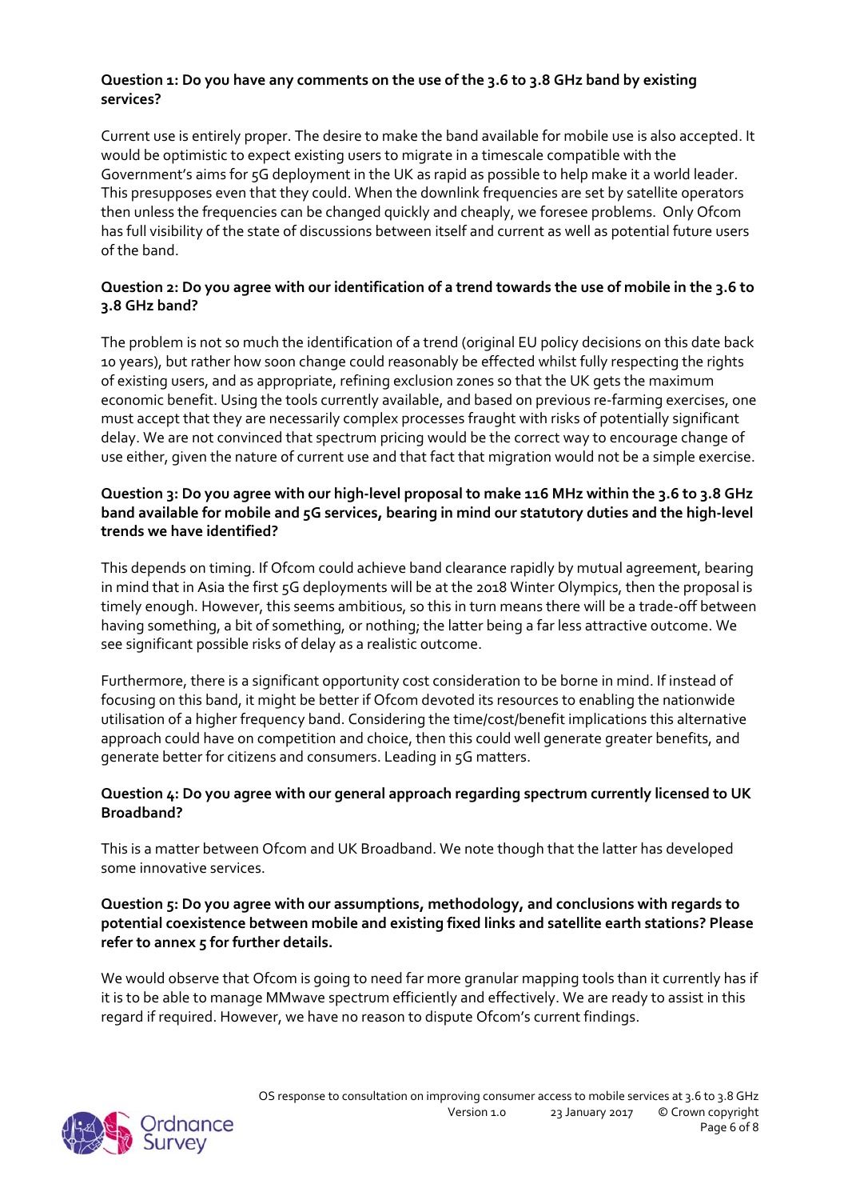**Question 1: Do you have any comments on the use of the 3.6 to 3.8 GHz band by existing services?**

Current use is entirely proper. The desire to make the band available for mobile use is also accepted. It would be optimistic to expect existing users to migrate in a timescale compatible with the Government's aims for 5G deployment in the UK as rapid as possible to help make it a world leader. This presupposes even that they could. When the downlink frequencies are set by satellite operators then unless the frequencies can be changed quickly and cheaply, we foresee problems. Only Ofcom has full visibility of the state of discussions between itself and current as well as potential future users of the band.

**Question 2: Do you agree with our identification of a trend towards the use of mobile in the 3.6 to 3.8 GHz band?**

The problem is not so much the identification of a trend (original EU policy decisions on this date back 10 years), but rather how soon change could reasonably be effected whilst fully respecting the rights of existing users, and as appropriate, refining exclusion zones so that the UK gets the maximum economic benefit. Using the tools currently available, and based on previous re-farming exercises, one must accept that they are necessarily complex processes fraught with risks of potentially significant delay. We are not convinced that spectrum pricing would be the correct way to encourage change of use either, given the nature of current use and that fact that migration would not be a simple exercise.

**Question 3: Do you agree with our high-level proposal to make 116 MHz within the 3.6 to 3.8 GHz band available for mobile and 5G services, bearing in mind our statutory duties and the high-level trends we have identified?**

This depends on timing. If Ofcom could achieve band clearance rapidly by mutual agreement, bearing in mind that in Asia the first 5G deployments will be at the 2018 Winter Olympics, then the proposal is timely enough. However, this seems ambitious, so this in turn means there will be a trade-off between having something, a bit of something, or nothing; the latter being a far less attractive outcome. We see significant possible risks of delay as a realistic outcome.

Furthermore, there is a significant opportunity cost consideration to be borne in mind. If instead of focusing on this band, it might be better if Ofcom devoted its resources to enabling the nationwide utilisation of a higher frequency band. Considering the time/cost/benefit implications this alternative approach could have on competition and choice, then this could well generate greater benefits, and generate better for citizens and consumers. Leading in 5G matters.

**Question 4: Do you agree with our general approach regarding spectrum currently licensed to UK Broadband?**

This is a matter between Ofcom and UK Broadband. We note though that the latter has developed some innovative services.

**Question 5: Do you agree with our assumptions, methodology, and conclusions with regards to potential coexistence between mobile and existing fixed links and satellite earth stations? Please refer to annex 5 for further details.**

We would observe that Ofcom is going to need far more granular mapping tools than it currently has if it is to be able to manage MMwave spectrum efficiently and effectively. We are ready to assist in this regard if required. However, we have no reason to dispute Ofcom's current findings.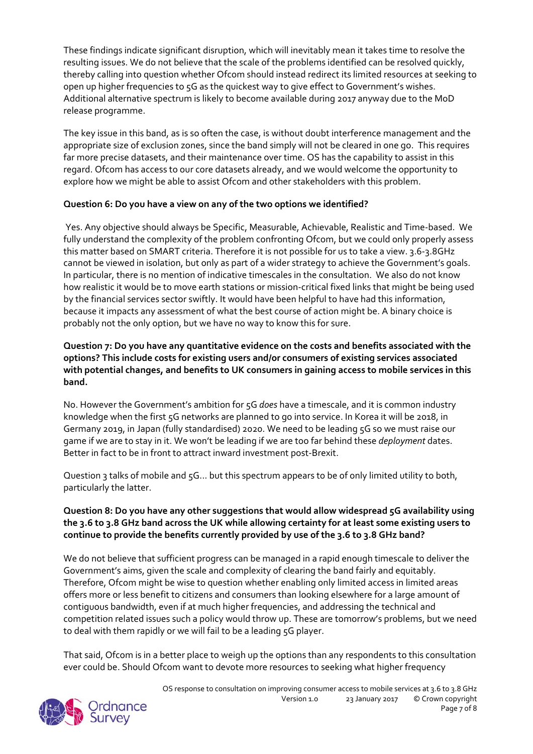These findings indicate significant disruption, which will inevitably mean it takes time to resolve the resulting issues. We do not believe that the scale of the problems identified can be resolved quickly, thereby calling into question whether Ofcom should instead redirect its limited resources at seeking to open up higher frequencies to 5G as the quickest way to give effect to Government's wishes. Additional alternative spectrum is likely to become available during 2017 anyway due to the MoD release programme.

The key issue in this band, as is so often the case, is without doubt interference management and the appropriate size of exclusion zones, since the band simply will not be cleared in one go. This requires far more precise datasets, and their maintenance over time. OS has the capability to assist in this regard. Ofcom has access to our core datasets already, and we would welcome the opportunity to explore how we might be able to assist Ofcom and other stakeholders with this problem.

**Question 6: Do you have a view on any of the two options we identified?**

Yes. Any objective should always be Specific, Measurable, Achievable, Realistic and Time-based. We fully understand the complexity of the problem confronting Ofcom, but we could only properly assess this matter based on SMART criteria. Therefore it is not possible for us to take a view. 3.6-3.8GHz cannot be viewed in isolation, but only as part of a wider strategy to achieve the Government's goals. In particular, there is no mention of indicative timescales in the consultation. We also do not know how realistic it would be to move earth stations or mission-critical fixed links that might be being used by the financial services sector swiftly. It would have been helpful to have had this information, because it impacts any assessment of what the best course of action might be. A binary choice is probably not the only option, but we have no way to know this for sure.

**Question 7: Do you have any quantitative evidence on the costs and benefits associated with the options? This include costs for existing users and/or consumers of existing services associated with potential changes, and benefits to UK consumers in gaining access to mobile services in this band.**

No. However the Government's ambition for 5G *does* have a timescale, and it is common industry knowledge when the first 5G networks are planned to go into service. In Korea it will be 2018, in Germany 2019, in Japan (fully standardised) 2020. We need to be leading 5G so we must raise our game if we are to stay in it. We won't be leading if we are too far behind these *deployment* dates. Better in fact to be in front to attract inward investment post-Brexit.

Question 3 talks of mobile and 5G… but this spectrum appears to be of only limited utility to both, particularly the latter.

**Question 8: Do you have any other suggestions that would allow widespread 5G availability using the 3.6 to 3.8 GHz band across the UK while allowing certainty for at least some existing users to continue to provide the benefits currently provided by use of the 3.6 to 3.8 GHz band?**

We do not believe that sufficient progress can be managed in a rapid enough timescale to deliver the Government's aims, given the scale and complexity of clearing the band fairly and equitably. Therefore, Ofcom might be wise to question whether enabling only limited access in limited areas offers more or less benefit to citizens and consumers than looking elsewhere for a large amount of contiguous bandwidth, even if at much higher frequencies, and addressing the technical and competition related issues such a policy would throw up. These are tomorrow's problems, but we need to deal with them rapidly or we will fail to be a leading 5G player.

That said, Ofcom is in a better place to weigh up the options than any respondents to this consultation ever could be. Should Ofcom want to devote more resources to seeking what higher frequency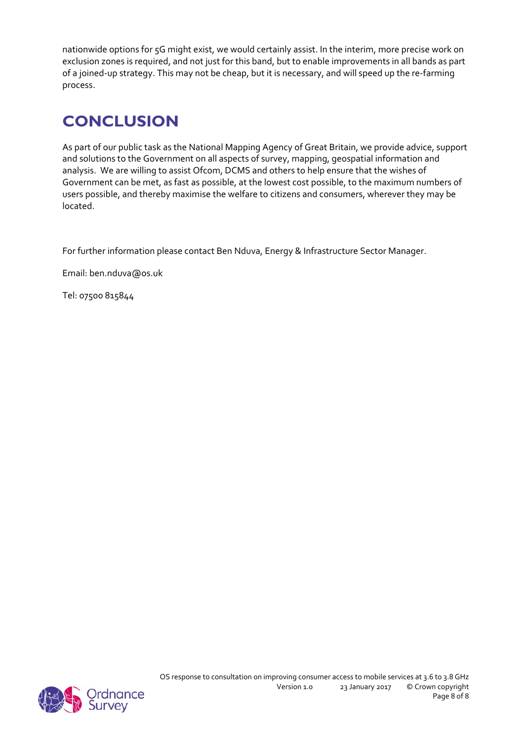nationwide options for 5G might exist, we would certainly assist. In the interim, more precise work on exclusion zones is required, and not just for this band, but to enable improvements in all bands as part of a joined-up strategy. This may not be cheap, but it is necessary, and will speed up the re-farming process.

# CONCLUSION

As part of our public task as the National Mapping Agency of Great Britain, we provide advice, support and solutions to the Government on all aspects of survey, mapping, geospatial information and analysis. We are willing to assist Ofcom, DCMS and others to help ensure that the wishes of Government can be met, as fast as possible, at the lowest cost possible, to the maximum numbers of users possible, and thereby maximise the welfare to citizens and consumers, wherever they may be located.

For further information please contact Ben Nduva, Energy & Infrastructure Sector Manager.

Email: ben.nduva@os.uk

Tel: 07500 815844